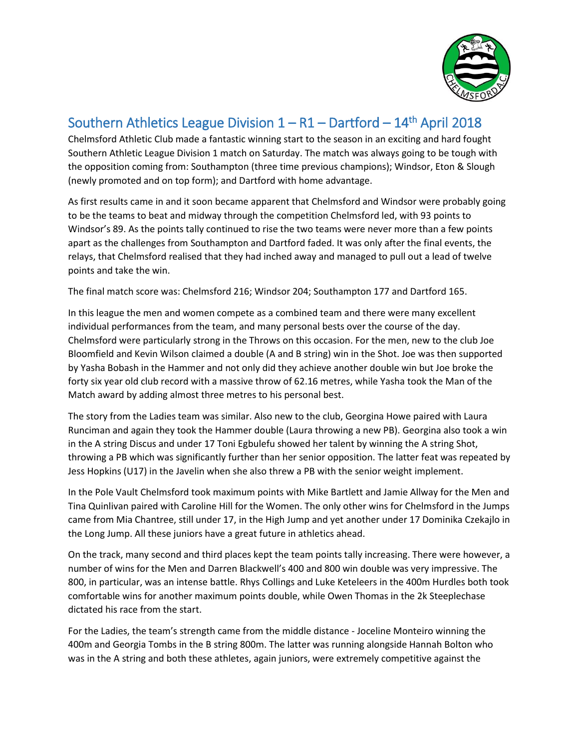# Southern Athletics League Division 1 – R1 – Dartford – 14th April 2018

Chelmsford Athletic Club made a fantastic winning start to the season in an exciting and hard fought Southern Athletic League Division 1 match on Saturday. The match was always going to be tough with the opposition coming from: Southampton (three time previous champions); Windsor, Eton & Slough (newly promoted and on top form); and Dartford with home advantage.

As first results came in and it soon became apparent that Chelmsford and Windsor were probably going to be the teams to beat and midway through the competition Chelmsford led, with 93 points to Windsor's 89. As the points tally continued to rise the two teams were never more than a few points apart as the challenges from Southampton and Dartford faded. It was only after the final events, the relays, that Chelmsford realised that they had inched away and managed to pull out a lead of twelve points and take the win.

The final match score was: Chelmsford 216; Windsor 204; Southampton 177 and Dartford 165.

In this league the men and women compete as a combined team and there were many excellent individual performances from the team, and many personal bests over the course of the day. Chelmsford were particularly strong in the Throws on this occasion. For the men, new to the club Joe Bloomfield and Kevin Wilson claimed a double (A and B string) win in the Shot. Joe was then supported by Yasha Bobash in the Hammer and not only did they achieve another double win but Joe broke the forty six year old club record with a massive throw of 62.16 metres, while Yasha took the Man of the Match award by adding almost three metres to his personal best.

The story from the Ladies team was similar. Also new to the club, Georgina Howe paired with Laura Runciman and again they took the Hammer double (Laura throwing a new PB). Georgina also took a win in the A string Discus and under 17 Toni Egbulefu showed her talent by winning the A string Shot, throwing a PB which was significantly further than her senior opposition. The latter feat was repeated by Jess Hopkins (U17) in the Javelin when she also threw a PB with the senior weight implement.

In the Pole Vault Chelmsford took maximum points with Mike Bartlett and Jamie Allway for the Men and Tina Quinlivan paired with Caroline Hill for the Women. The only other wins for Chelmsford in the Jumps came from Mia Chantree, still under 17, in the High Jump and yet another under 17 Dominika Czekajlo in the Long Jump. All these juniors have a great future in athletics ahead.

On the track, many second and third places kept the team points tally increasing. There were however, a number of wins for the Men and Darren Blackwell's 400 and 800 win double was very impressive. The 800, in particular, was an intense battle. Rhys Collings and Luke Keteleers in the 400m Hurdles both took comfortable wins for another maximum points double, while Owen Thomas in the 2k Steeplechase dictated his race from the start.

For the Ladies, the team's strength came from the middle distance - Joceline Monteiro winning the 400m and Georgia Tombs in the B string 800m. The latter was running alongside Hannah Bolton who was in the A string and both these athletes, again juniors, were extremely competitive against the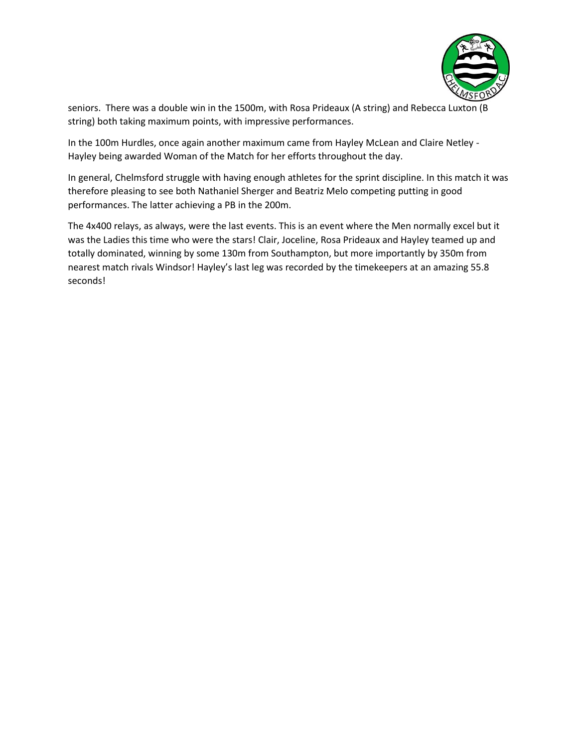seniors. There was a double win in the 1500m, with Rosa Prideaux (A string) and Rebecca Luxton (B string) both taking maximum points, with impressive performances.

In the 100m Hurdles, once again another maximum came from Hayley McLean and Claire Netley - Hayley being awarded Woman of the Match for her efforts throughout the day.

In general, Chelmsford struggle with having enough athletes for the sprint discipline. In this match it was therefore pleasing to see both Nathaniel Sherger and Beatriz Melo competing putting in good performances. The latter achieving a PB in the 200m.

The 4x400 relays, as always, were the last events. This is an event where the Men normally excel but it was the Ladies this time who were the stars! Clair, Joceline, Rosa Prideaux and Hayley teamed up and totally dominated, winning by some 130m from Southampton, but more importantly by 350m from nearest match rivals Windsor! Hayley's last leg was recorded by the timekeepers at an amazing 55.8 seconds!